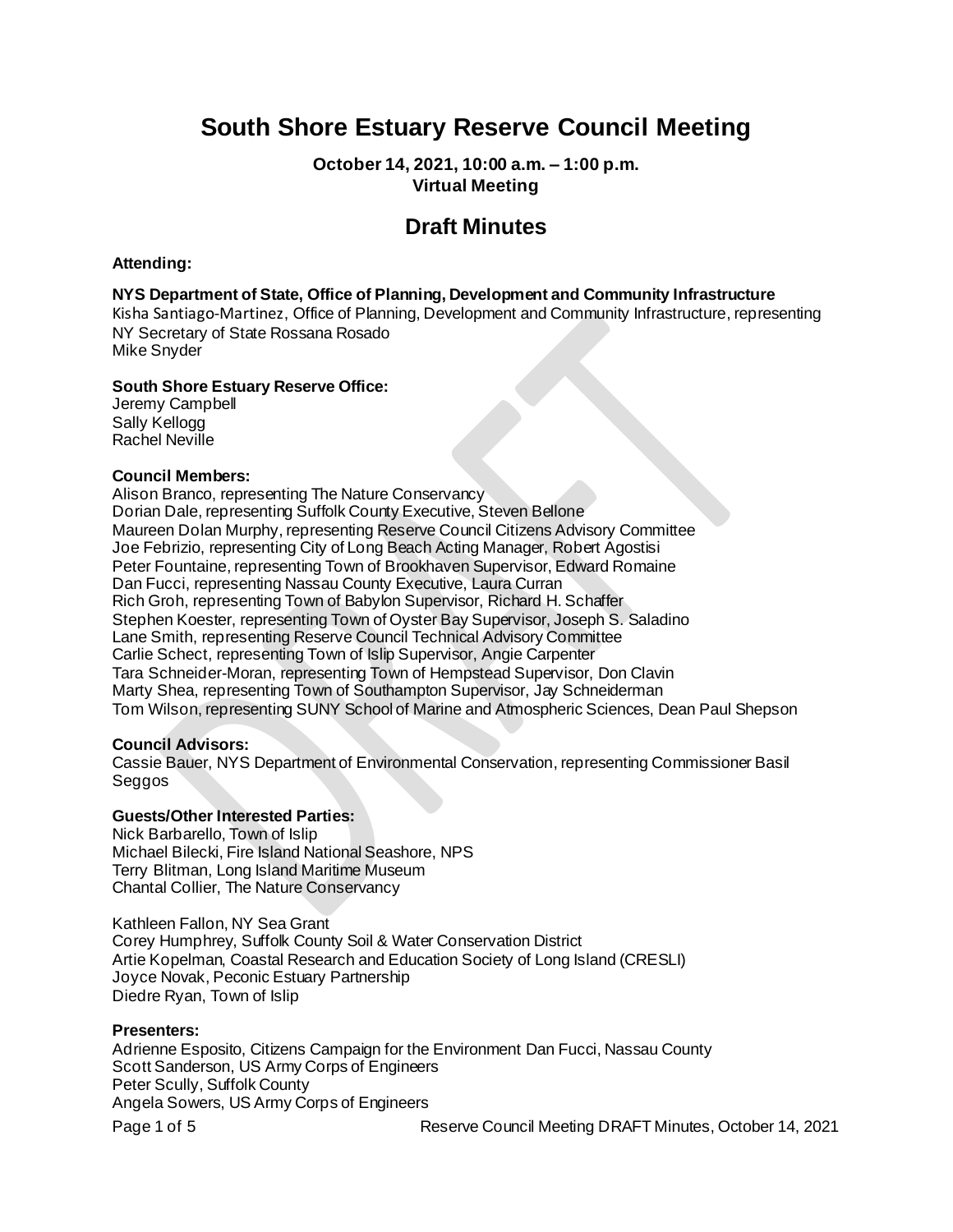# South Shore Estuary Reserve Council Meeting

**October 14, 2021, 10:00 a.m. – 1:00 p.m.**
**Virtual Meeting**

## Draft Minutes

**Attending:**

**NYS Department of State, Office of Planning, Development and Community Infrastructure**
Kisha Santiago-Martinez, Office of Planning, Development and Community Infrastructure, representing NY Secretary of State Rossana Rosado
Mike Snyder

**South Shore Estuary Reserve Office:**
Jeremy Campbell
Sally Kellogg
Rachel Neville

**Council Members:**
Alison Branco, representing The Nature Conservancy
Dorian Dale, representing Suffolk County Executive, Steven Bellone
Maureen Dolan Murphy, representing Reserve Council Citizens Advisory Committee
Joe Febrizio, representing City of Long Beach Acting Manager, Robert Agostisi
Peter Fountaine, representing Town of Brookhaven Supervisor, Edward Romaine
Dan Fucci, representing Nassau County Executive, Laura Curran
Rich Groh, representing Town of Babylon Supervisor, Richard H. Schaffer
Stephen Koester, representing Town of Oyster Bay Supervisor, Joseph S. Saladino
Lane Smith, representing Reserve Council Technical Advisory Committee
Carlie Schect, representing Town of Islip Supervisor, Angie Carpenter
Tara Schneider-Moran, representing Town of Hempstead Supervisor, Don Clavin
Marty Shea, representing Town of Southampton Supervisor, Jay Schneiderman
Tom Wilson, representing SUNY School of Marine and Atmospheric Sciences, Dean Paul Shepson

**Council Advisors:**
Cassie Bauer, NYS Department of Environmental Conservation, representing Commissioner Basil Seggos

**Guests/Other Interested Parties:**
Nick Barbarello, Town of Islip
Michael Bilecki, Fire Island National Seashore, NPS
Terry Blitman, Long Island Maritime Museum
Chantal Collier, The Nature Conservancy

Kathleen Fallon, NY Sea Grant
Corey Humphrey, Suffolk County Soil & Water Conservation District
Artie Kopelman, Coastal Research and Education Society of Long Island (CRESLI)
Joyce Novak, Peconic Estuary Partnership
Diedre Ryan, Town of Islip

**Presenters:**
Adrienne Esposito, Citizens Campaign for the Environment Dan Fucci, Nassau County
Scott Sanderson, US Army Corps of Engineers
Peter Scully, Suffolk County
Angela Sowers, US Army Corps of Engineers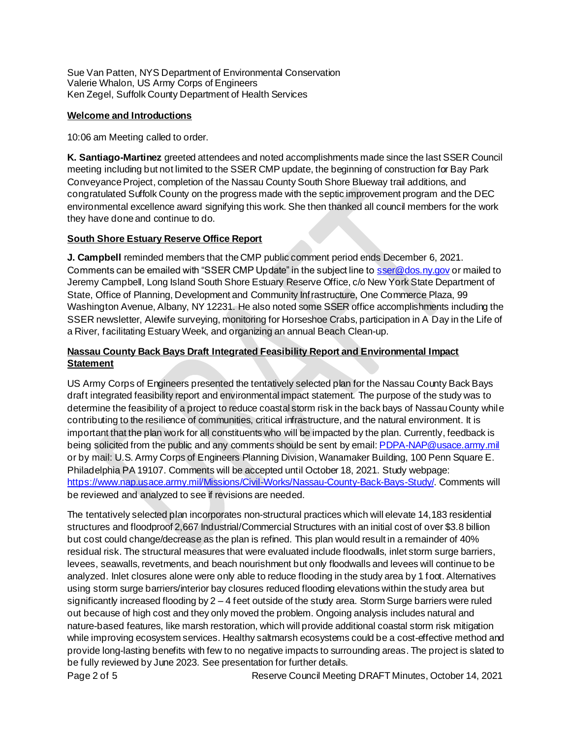Sue Van Patten, NYS Department of Environmental Conservation
Valerie Whalon, US Army Corps of Engineers
Ken Zegel, Suffolk County Department of Health Services

**Welcome and Introductions**

10:06 am Meeting called to order.

**K. Santiago-Martinez** greeted attendees and noted accomplishments made since the last SSER Council meeting including but not limited to the SSER CMP update, the beginning of construction for Bay Park Conveyance Project, completion of the Nassau County South Shore Blueway trail additions, and congratulated Suffolk County on the progress made with the septic improvement program and the DEC environmental excellence award signifying this work. She then thanked all council members for the work they have done and continue to do.

**South Shore Estuary Reserve Office Report**

**J. Campbell** reminded members that the CMP public comment period ends December 6, 2021. Comments can be emailed with "SSER CMP Update" in the subject line to sser@dos.ny.gov or mailed to Jeremy Campbell, Long Island South Shore Estuary Reserve Office, c/o New York State Department of State, Office of Planning, Development and Community Infrastructure, One Commerce Plaza, 99 Washington Avenue, Albany, NY 12231. He also noted some SSER office accomplishments including the SSER newsletter, Alewife surveying, monitoring for Horseshoe Crabs, participation in A Day in the Life of a River, facilitating Estuary Week, and organizing an annual Beach Clean-up.

**Nassau County Back Bays Draft Integrated Feasibility Report and Environmental Impact Statement**

US Army Corps of Engineers presented the tentatively selected plan for the Nassau County Back Bays draft integrated feasibility report and environmental impact statement. The purpose of the study was to determine the feasibility of a project to reduce coastal storm risk in the back bays of Nassau County while contributing to the resilience of communities, critical infrastructure, and the natural environment. It is important that the plan work for all constituents who will be impacted by the plan. Currently, feedback is being solicited from the public and any comments should be sent by email: PDPA-NAP@usace.army.mil or by mail: U.S. Army Corps of Engineers Planning Division, Wanamaker Building, 100 Penn Square E. Philadelphia PA 19107. Comments will be accepted until October 18, 2021. Study webpage: https://www.nap.usace.army.mil/Missions/Civil-Works/Nassau-County-Back-Bays-Study/. Comments will be reviewed and analyzed to see if revisions are needed.

The tentatively selected plan incorporates non-structural practices which will elevate 14,183 residential structures and floodproof 2,667 Industrial/Commercial Structures with an initial cost of over $3.8 billion but cost could change/decrease as the plan is refined. This plan would result in a remainder of 40% residual risk. The structural measures that were evaluated include floodwalls, inlet storm surge barriers, levees, seawalls, revetments, and beach nourishment but only floodwalls and levees will continue to be analyzed. Inlet closures alone were only able to reduce flooding in the study area by 1 foot. Alternatives using storm surge barriers/interior bay closures reduced flooding elevations within the study area but significantly increased flooding by 2 – 4 feet outside of the study area. Storm Surge barriers were ruled out because of high cost and they only moved the problem. Ongoing analysis includes natural and nature-based features, like marsh restoration, which will provide additional coastal storm risk mitigation while improving ecosystem services. Healthy saltmarsh ecosystems could be a cost-effective method and provide long-lasting benefits with few to no negative impacts to surrounding areas. The project is slated to be fully reviewed by June 2023. See presentation for further details.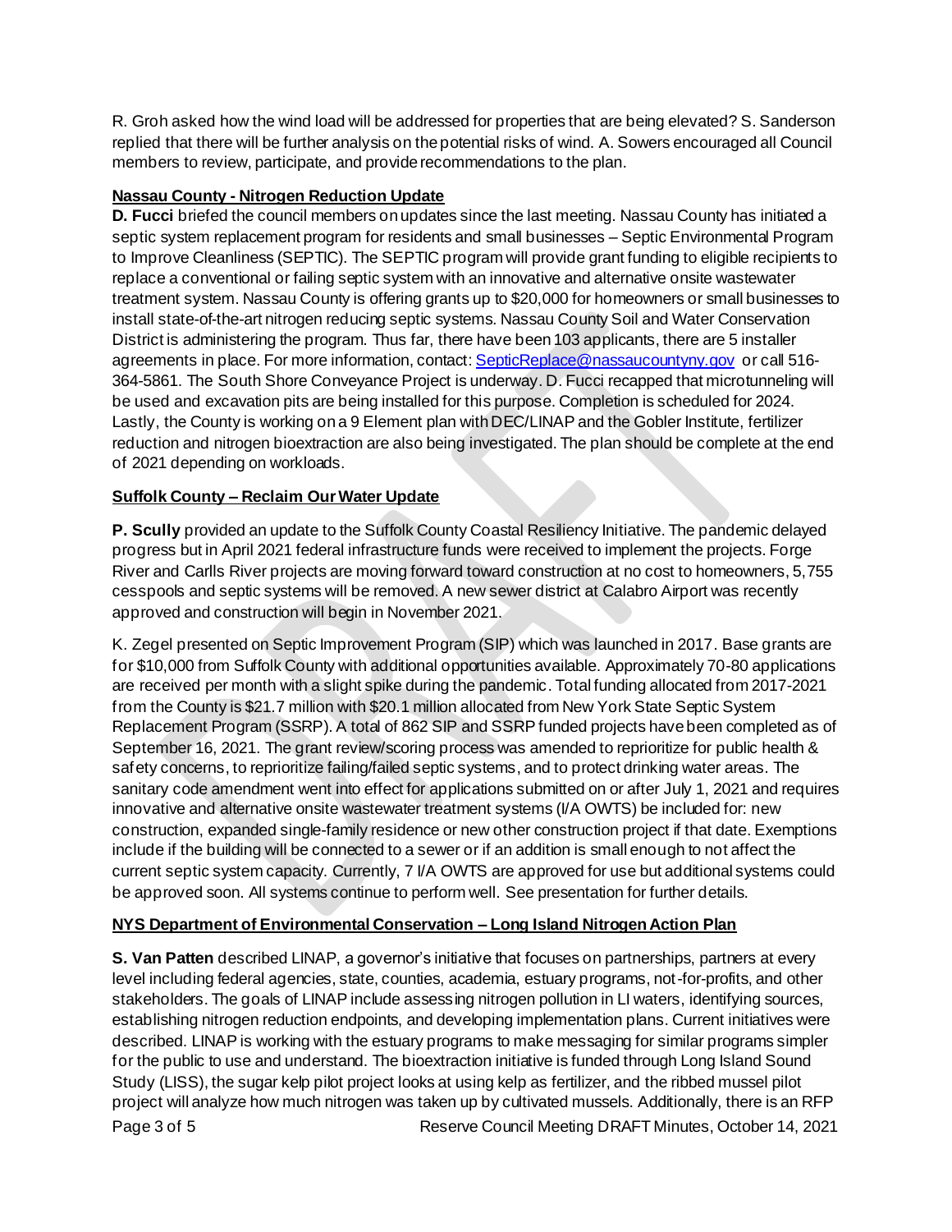R. Groh asked how the wind load will be addressed for properties that are being elevated? S. Sanderson replied that there will be further analysis on the potential risks of wind. A. Sowers encouraged all Council members to review, participate, and provide recommendations to the plan.

**Nassau County - Nitrogen Reduction Update**

**D. Fucci** briefed the council members on updates since the last meeting. Nassau County has initiated a septic system replacement program for residents and small businesses – Septic Environmental Program to Improve Cleanliness (SEPTIC). The SEPTIC program will provide grant funding to eligible recipients to replace a conventional or failing septic system with an innovative and alternative onsite wastewater treatment system. Nassau County is offering grants up to $20,000 for homeowners or small businesses to install state-of-the-art nitrogen reducing septic systems. Nassau County Soil and Water Conservation District is administering the program. Thus far, there have been 103 applicants, there are 5 installer agreements in place. For more information, contact: SepticReplace@nassaucountyny.gov or call 516-364-5861. The South Shore Conveyance Project is underway. D. Fucci recapped that microtunneling will be used and excavation pits are being installed for this purpose. Completion is scheduled for 2024. Lastly, the County is working on a 9 Element plan with DEC/LINAP and the Gobler Institute, fertilizer reduction and nitrogen bioextraction are also being investigated. The plan should be complete at the end of 2021 depending on workloads.

**Suffolk County – Reclaim Our Water Update**

**P. Scully** provided an update to the Suffolk County Coastal Resiliency Initiative. The pandemic delayed progress but in April 2021 federal infrastructure funds were received to implement the projects. Forge River and Carlls River projects are moving forward toward construction at no cost to homeowners, 5,755 cesspools and septic systems will be removed. A new sewer district at Calabro Airport was recently approved and construction will begin in November 2021.

K. Zegel presented on Septic Improvement Program (SIP) which was launched in 2017. Base grants are for $10,000 from Suffolk County with additional opportunities available. Approximately 70-80 applications are received per month with a slight spike during the pandemic. Total funding allocated from 2017-2021 from the County is $21.7 million with $20.1 million allocated from New York State Septic System Replacement Program (SSRP). A total of 862 SIP and SSRP funded projects have been completed as of September 16, 2021. The grant review/scoring process was amended to reprioritize for public health & safety concerns, to reprioritize failing/failed septic systems, and to protect drinking water areas. The sanitary code amendment went into effect for applications submitted on or after July 1, 2021 and requires innovative and alternative onsite wastewater treatment systems (I/A OWTS) be included for: new construction, expanded single-family residence or new other construction project if that date. Exemptions include if the building will be connected to a sewer or if an addition is small enough to not affect the current septic system capacity. Currently, 7 I/A OWTS are approved for use but additional systems could be approved soon. All systems continue to perform well. See presentation for further details.

**NYS Department of Environmental Conservation – Long Island Nitrogen Action Plan**

**S. Van Patten** described LINAP, a governor's initiative that focuses on partnerships, partners at every level including federal agencies, state, counties, academia, estuary programs, not-for-profits, and other stakeholders. The goals of LINAP include assessing nitrogen pollution in LI waters, identifying sources, establishing nitrogen reduction endpoints, and developing implementation plans. Current initiatives were described. LINAP is working with the estuary programs to make messaging for similar programs simpler for the public to use and understand. The bioextraction initiative is funded through Long Island Sound Study (LISS), the sugar kelp pilot project looks at using kelp as fertilizer, and the ribbed mussel pilot project will analyze how much nitrogen was taken up by cultivated mussels. Additionally, there is an RFP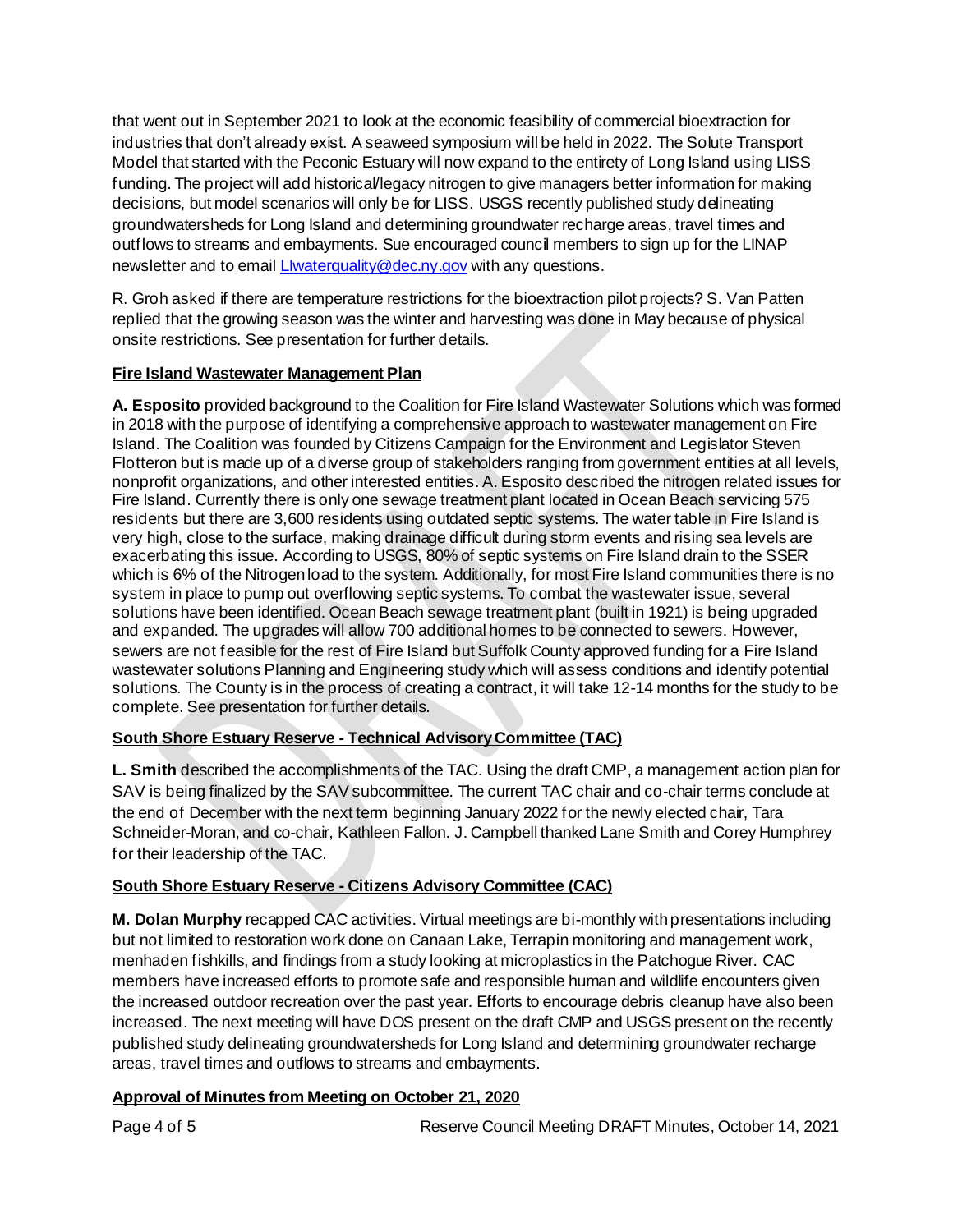that went out in September 2021 to look at the economic feasibility of commercial bioextraction for industries that don't already exist. A seaweed symposium will be held in 2022. The Solute Transport Model that started with the Peconic Estuary will now expand to the entirety of Long Island using LISS funding. The project will add historical/legacy nitrogen to give managers better information for making decisions, but model scenarios will only be for LISS. USGS recently published study delineating groundwatersheds for Long Island and determining groundwater recharge areas, travel times and outflows to streams and embayments. Sue encouraged council members to sign up for the LINAP newsletter and to email LIwaterquality@dec.ny.gov with any questions.

R. Groh asked if there are temperature restrictions for the bioextraction pilot projects? S. Van Patten replied that the growing season was the winter and harvesting was done in May because of physical onsite restrictions. See presentation for further details.

## Fire Island Wastewater Management Plan

**A. Esposito** provided background to the Coalition for Fire Island Wastewater Solutions which was formed in 2018 with the purpose of identifying a comprehensive approach to wastewater management on Fire Island. The Coalition was founded by Citizens Campaign for the Environment and Legislator Steven Flotteron but is made up of a diverse group of stakeholders ranging from government entities at all levels, nonprofit organizations, and other interested entities. A. Esposito described the nitrogen related issues for Fire Island. Currently there is only one sewage treatment plant located in Ocean Beach servicing 575 residents but there are 3,600 residents using outdated septic systems. The water table in Fire Island is very high, close to the surface, making drainage difficult during storm events and rising sea levels are exacerbating this issue. According to USGS, 80% of septic systems on Fire Island drain to the SSER which is 6% of the Nitrogen load to the system. Additionally, for most Fire Island communities there is no system in place to pump out overflowing septic systems. To combat the wastewater issue, several solutions have been identified. Ocean Beach sewage treatment plant (built in 1921) is being upgraded and expanded. The upgrades will allow 700 additional homes to be connected to sewers. However, sewers are not feasible for the rest of Fire Island but Suffolk County approved funding for a Fire Island wastewater solutions Planning and Engineering study which will assess conditions and identify potential solutions. The County is in the process of creating a contract, it will take 12-14 months for the study to be complete. See presentation for further details.

## South Shore Estuary Reserve - Technical Advisory Committee (TAC)

**L. Smith** described the accomplishments of the TAC. Using the draft CMP, a management action plan for SAV is being finalized by the SAV subcommittee. The current TAC chair and co-chair terms conclude at the end of December with the next term beginning January 2022 for the newly elected chair, Tara Schneider-Moran, and co-chair, Kathleen Fallon. J. Campbell thanked Lane Smith and Corey Humphrey for their leadership of the TAC.

## South Shore Estuary Reserve - Citizens Advisory Committee (CAC)

**M. Dolan Murphy** recapped CAC activities. Virtual meetings are bi-monthly with presentations including but not limited to restoration work done on Canaan Lake, Terrapin monitoring and management work, menhaden fishkills, and findings from a study looking at microplastics in the Patchogue River. CAC members have increased efforts to promote safe and responsible human and wildlife encounters given the increased outdoor recreation over the past year. Efforts to encourage debris cleanup have also been increased. The next meeting will have DOS present on the draft CMP and USGS present on the recently published study delineating groundwatersheds for Long Island and determining groundwater recharge areas, travel times and outflows to streams and embayments.

## Approval of Minutes from Meeting on October 21, 2020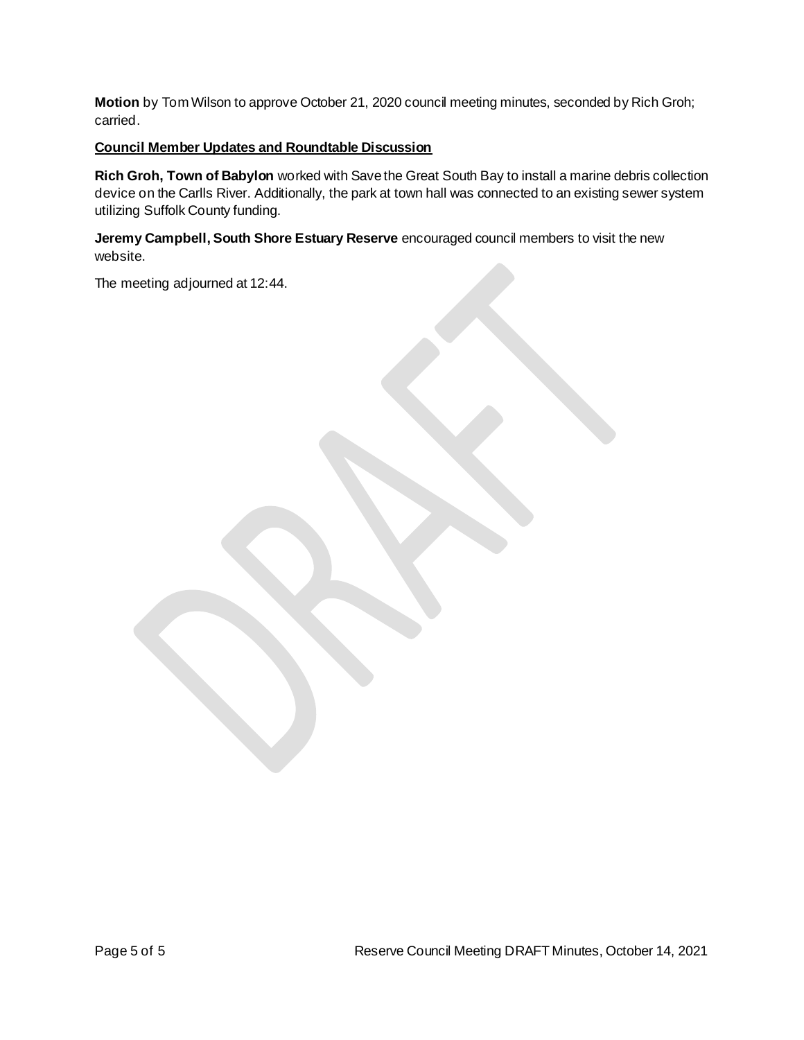**Motion** by Tom Wilson to approve October 21, 2020 council meeting minutes, seconded by Rich Groh; carried.

**Council Member Updates and Roundtable Discussion**

**Rich Groh, Town of Babylon** worked with Save the Great South Bay to install a marine debris collection device on the Carlls River. Additionally, the park at town hall was connected to an existing sewer system utilizing Suffolk County funding.

**Jeremy Campbell, South Shore Estuary Reserve** encouraged council members to visit the new website.

The meeting adjourned at 12:44.